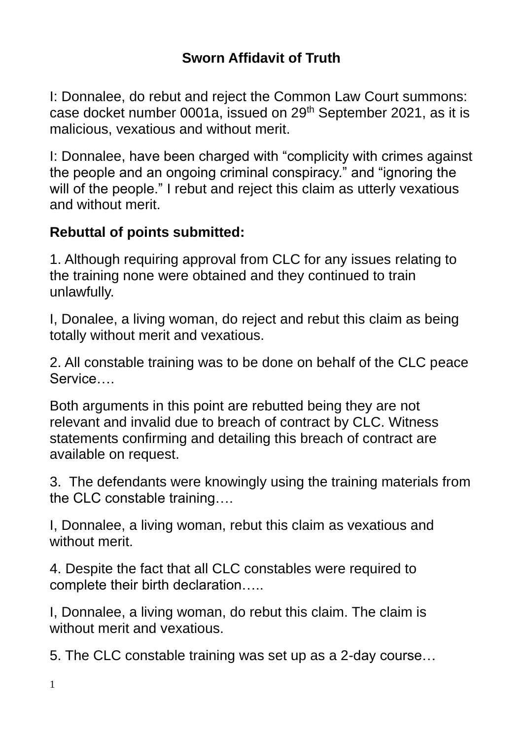# Sworn Affidavit of Truth

I: Donnalee, do rebut and reject the Common Law Court summons: case docket number 0001a, issued on 29th September 2021, as it is malicious, vexatious and without merit.

I: Donnalee, have been charged with "complicity with crimes against the people and an ongoing criminal conspiracy." and "ignoring the will of the people." I rebut and reject this claim as utterly vexatious and without merit.

**Rebuttal of points submitted:**

1. Although requiring approval from CLC for any issues relating to the training none were obtained and they continued to train unlawfully.

I, Donalee, a living woman, do reject and rebut this claim as being totally without merit and vexatious.

2. All constable training was to be done on behalf of the CLC peace Service….

Both arguments in this point are rebutted being they are not relevant and invalid due to breach of contract by CLC. Witness statements confirming and detailing this breach of contract are available on request.

3. The defendants were knowingly using the training materials from the CLC constable training….

I, Donnalee, a living woman, rebut this claim as vexatious and without merit.

4. Despite the fact that all CLC constables were required to complete their birth declaration…..

I, Donnalee, a living woman, do rebut this claim. The claim is without merit and vexatious.

5. The CLC constable training was set up as a 2-day course…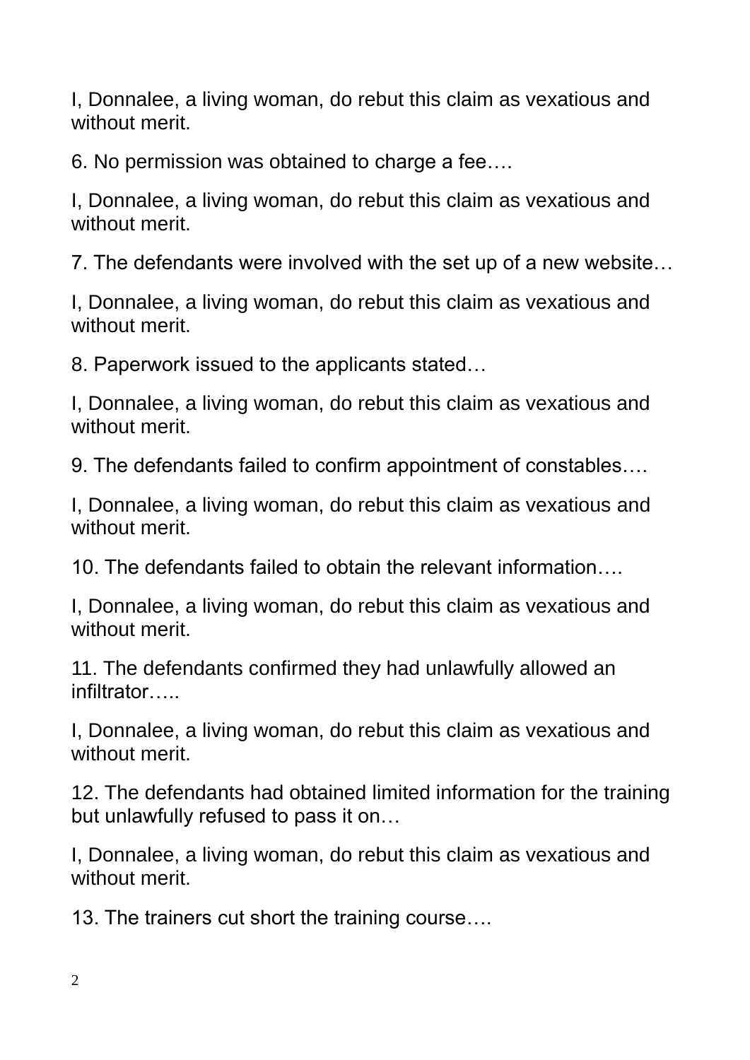I, Donnalee, a living woman, do rebut this claim as vexatious and without merit.

6. No permission was obtained to charge a fee….

I, Donnalee, a living woman, do rebut this claim as vexatious and without merit.

7. The defendants were involved with the set up of a new website…

I, Donnalee, a living woman, do rebut this claim as vexatious and without merit.

8. Paperwork issued to the applicants stated…

I, Donnalee, a living woman, do rebut this claim as vexatious and without merit.

9. The defendants failed to confirm appointment of constables….

I, Donnalee, a living woman, do rebut this claim as vexatious and without merit.

10. The defendants failed to obtain the relevant information….

I, Donnalee, a living woman, do rebut this claim as vexatious and without merit.

11. The defendants confirmed they had unlawfully allowed an infiltrator…..

I, Donnalee, a living woman, do rebut this claim as vexatious and without merit.

12. The defendants had obtained limited information for the training but unlawfully refused to pass it on…

I, Donnalee, a living woman, do rebut this claim as vexatious and without merit.

13. The trainers cut short the training course….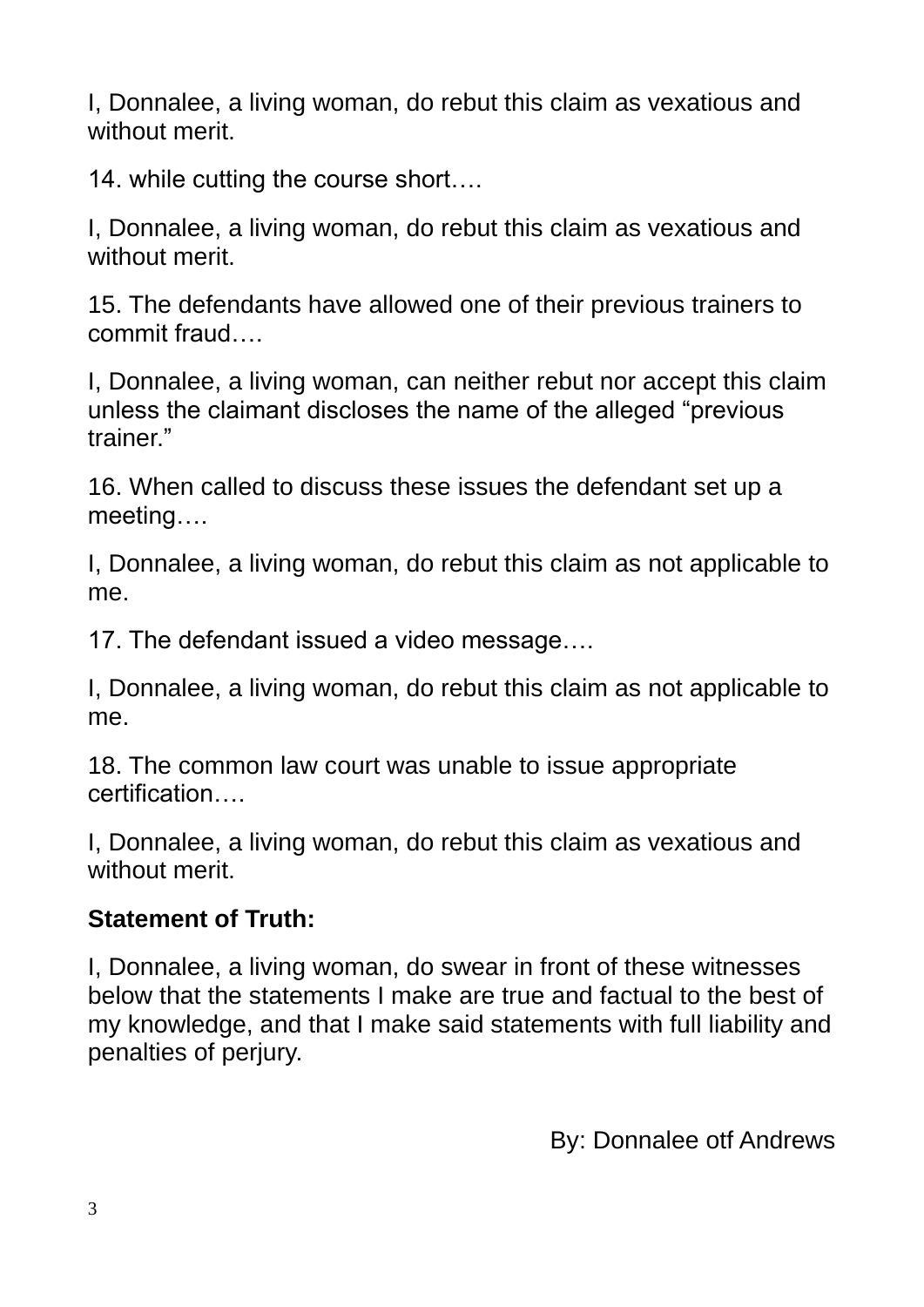I, Donnalee, a living woman, do rebut this claim as vexatious and without merit.

14. while cutting the course short….

I, Donnalee, a living woman, do rebut this claim as vexatious and without merit.

15. The defendants have allowed one of their previous trainers to commit fraud….

I, Donnalee, a living woman, can neither rebut nor accept this claim unless the claimant discloses the name of the alleged "previous trainer."

16. When called to discuss these issues the defendant set up a meeting….

I, Donnalee, a living woman, do rebut this claim as not applicable to me.

17. The defendant issued a video message….

I, Donnalee, a living woman, do rebut this claim as not applicable to me.

18. The common law court was unable to issue appropriate certification….

I, Donnalee, a living woman, do rebut this claim as vexatious and without merit.

**Statement of Truth:**

I, Donnalee, a living woman, do swear in front of these witnesses below that the statements I make are true and factual to the best of my knowledge, and that I make said statements with full liability and penalties of perjury.

By: Donnalee otf Andrews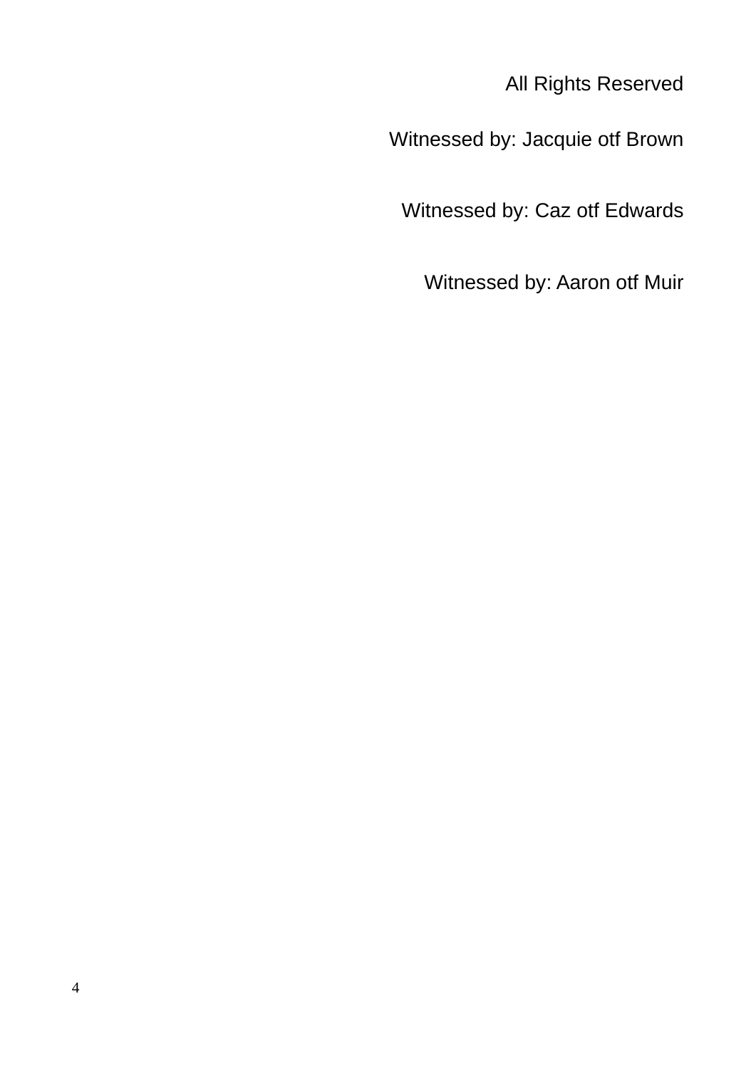All Rights Reserved

Witnessed by: Jacquie otf Brown

Witnessed by: Caz otf Edwards

Witnessed by: Aaron otf Muir